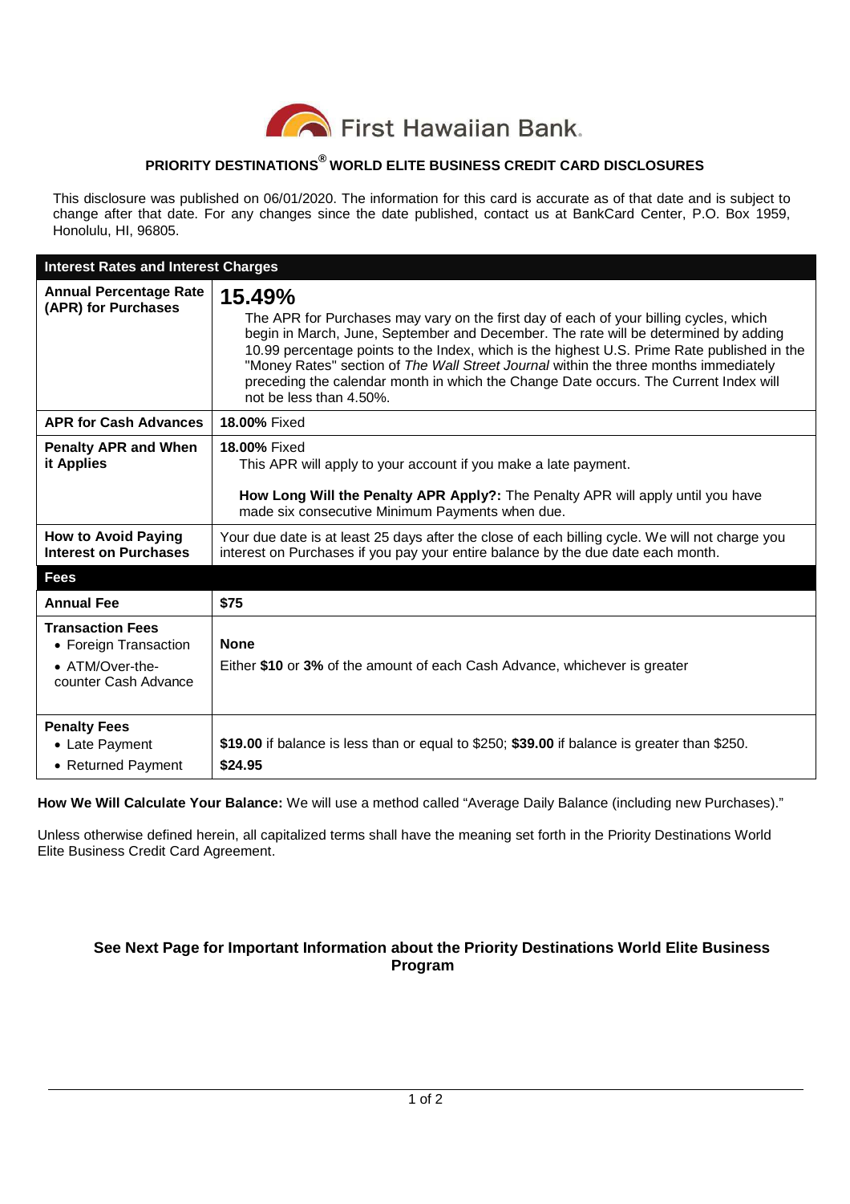First Hawaiian Bank.

# PRIORITY DESTINATIONS® WORLD ELITE BUSINESS CREDIT CARD DISCLOSURES

This disclosure was published on 06/01/2020. The information for this card is accurate as of that date and is subject to change after that date. For any changes since the date published, contact us at BankCard Center, P.O. Box 1959, Honolulu, HI, 96805.

| **Interest Rates and Interest Charges** | |
|---|---|
| **Annual Percentage Rate (APR) for Purchases** | **15.49%**<br>The APR for Purchases may vary on the first day of each of your billing cycles, which begin in March, June, September and December. The rate will be determined by adding 10.99 percentage points to the Index, which is the highest U.S. Prime Rate published in the "Money Rates" section of *The Wall Street Journal* within the three months immediately preceding the calendar month in which the Change Date occurs. The Current Index will not be less than 4.50%. |
| **APR for Cash Advances** | **18.00%** Fixed |
| **Penalty APR and When it Applies** | **18.00%** Fixed<br>This APR will apply to your account if you make a late payment.<br>**How Long Will the Penalty APR Apply?:** The Penalty APR will apply until you have made six consecutive Minimum Payments when due. |
| **How to Avoid Paying Interest on Purchases** | Your due date is at least 25 days after the close of each billing cycle. We will not charge you interest on Purchases if you pay your entire balance by the due date each month. |
| **Fees** | |
| **Annual Fee** | **$75** |
| **Transaction Fees**<br>• Foreign Transaction<br>• ATM/Over-the-counter Cash Advance | <br>**None**<br>Either **$10** or **3%** of the amount of each Cash Advance, whichever is greater |
| **Penalty Fees**<br>• Late Payment<br>• Returned Payment | <br>**$19.00** if balance is less than or equal to $250; **$39.00** if balance is greater than $250.<br>**$24.95** |

**How We Will Calculate Your Balance:** We will use a method called "Average Daily Balance (including new Purchases)."

Unless otherwise defined herein, all capitalized terms shall have the meaning set forth in the Priority Destinations World Elite Business Credit Card Agreement.

**See Next Page for Important Information about the Priority Destinations World Elite Business Program**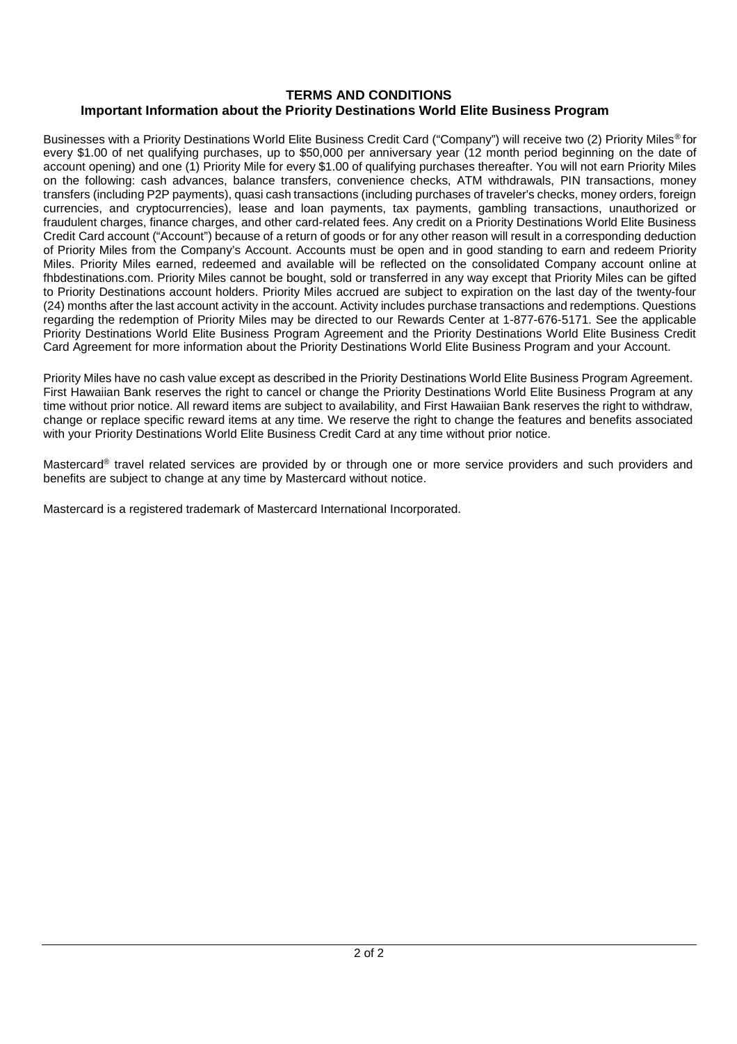## TERMS AND CONDITIONS

### Important Information about the Priority Destinations World Elite Business Program

Businesses with a Priority Destinations World Elite Business Credit Card ("Company") will receive two (2) Priority Miles® for every $1.00 of net qualifying purchases, up to $50,000 per anniversary year (12 month period beginning on the date of account opening) and one (1) Priority Mile for every $1.00 of qualifying purchases thereafter. You will not earn Priority Miles on the following: cash advances, balance transfers, convenience checks, ATM withdrawals, PIN transactions, money transfers (including P2P payments), quasi cash transactions (including purchases of traveler's checks, money orders, foreign currencies, and cryptocurrencies), lease and loan payments, tax payments, gambling transactions, unauthorized or fraudulent charges, finance charges, and other card-related fees. Any credit on a Priority Destinations World Elite Business Credit Card account ("Account") because of a return of goods or for any other reason will result in a corresponding deduction of Priority Miles from the Company's Account. Accounts must be open and in good standing to earn and redeem Priority Miles. Priority Miles earned, redeemed and available will be reflected on the consolidated Company account online at fhbdestinations.com. Priority Miles cannot be bought, sold or transferred in any way except that Priority Miles can be gifted to Priority Destinations account holders. Priority Miles accrued are subject to expiration on the last day of the twenty-four (24) months after the last account activity in the account. Activity includes purchase transactions and redemptions. Questions regarding the redemption of Priority Miles may be directed to our Rewards Center at 1-877-676-5171. See the applicable Priority Destinations World Elite Business Program Agreement and the Priority Destinations World Elite Business Credit Card Agreement for more information about the Priority Destinations World Elite Business Program and your Account.

Priority Miles have no cash value except as described in the Priority Destinations World Elite Business Program Agreement. First Hawaiian Bank reserves the right to cancel or change the Priority Destinations World Elite Business Program at any time without prior notice. All reward items are subject to availability, and First Hawaiian Bank reserves the right to withdraw, change or replace specific reward items at any time. We reserve the right to change the features and benefits associated with your Priority Destinations World Elite Business Credit Card at any time without prior notice.

Mastercard® travel related services are provided by or through one or more service providers and such providers and benefits are subject to change at any time by Mastercard without notice.

Mastercard is a registered trademark of Mastercard International Incorporated.